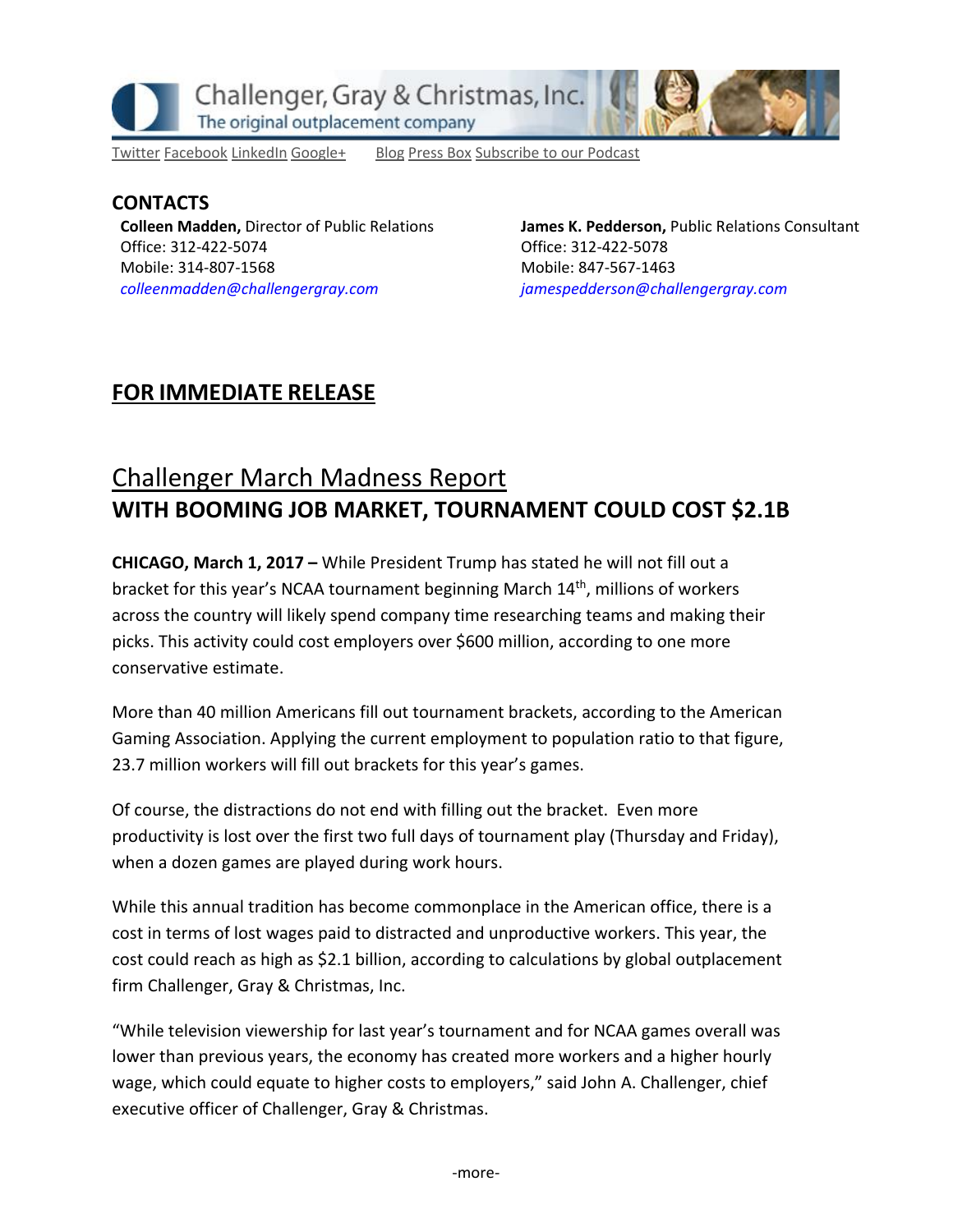Challenger, Gray & Christmas, Inc.
The original outplacement company

Twitter Facebook LinkedIn Google+ Blog Press Box Subscribe to our Podcast

## CONTACTS

**Colleen Madden,** Director of Public Relations
Office: 312-422-5074
Mobile: 314-807-1568
*colleenmadden@challengergray.com*

**James K. Pedderson,** Public Relations Consultant
Office: 312-422-5078
Mobile: 847-567-1463
*jamespedderson@challengergray.com*

## FOR IMMEDIATE RELEASE

# Challenger March Madness Report
## WITH BOOMING JOB MARKET, TOURNAMENT COULD COST $2.1B

**CHICAGO, March 1, 2017 –** While President Trump has stated he will not fill out a bracket for this year's NCAA tournament beginning March 14th, millions of workers across the country will likely spend company time researching teams and making their picks. This activity could cost employers over $600 million, according to one more conservative estimate.

More than 40 million Americans fill out tournament brackets, according to the American Gaming Association. Applying the current employment to population ratio to that figure, 23.7 million workers will fill out brackets for this year's games.

Of course, the distractions do not end with filling out the bracket. Even more productivity is lost over the first two full days of tournament play (Thursday and Friday), when a dozen games are played during work hours.

While this annual tradition has become commonplace in the American office, there is a cost in terms of lost wages paid to distracted and unproductive workers. This year, the cost could reach as high as $2.1 billion, according to calculations by global outplacement firm Challenger, Gray & Christmas, Inc.

"While television viewership for last year's tournament and for NCAA games overall was lower than previous years, the economy has created more workers and a higher hourly wage, which could equate to higher costs to employers," said John A. Challenger, chief executive officer of Challenger, Gray & Christmas.

-more-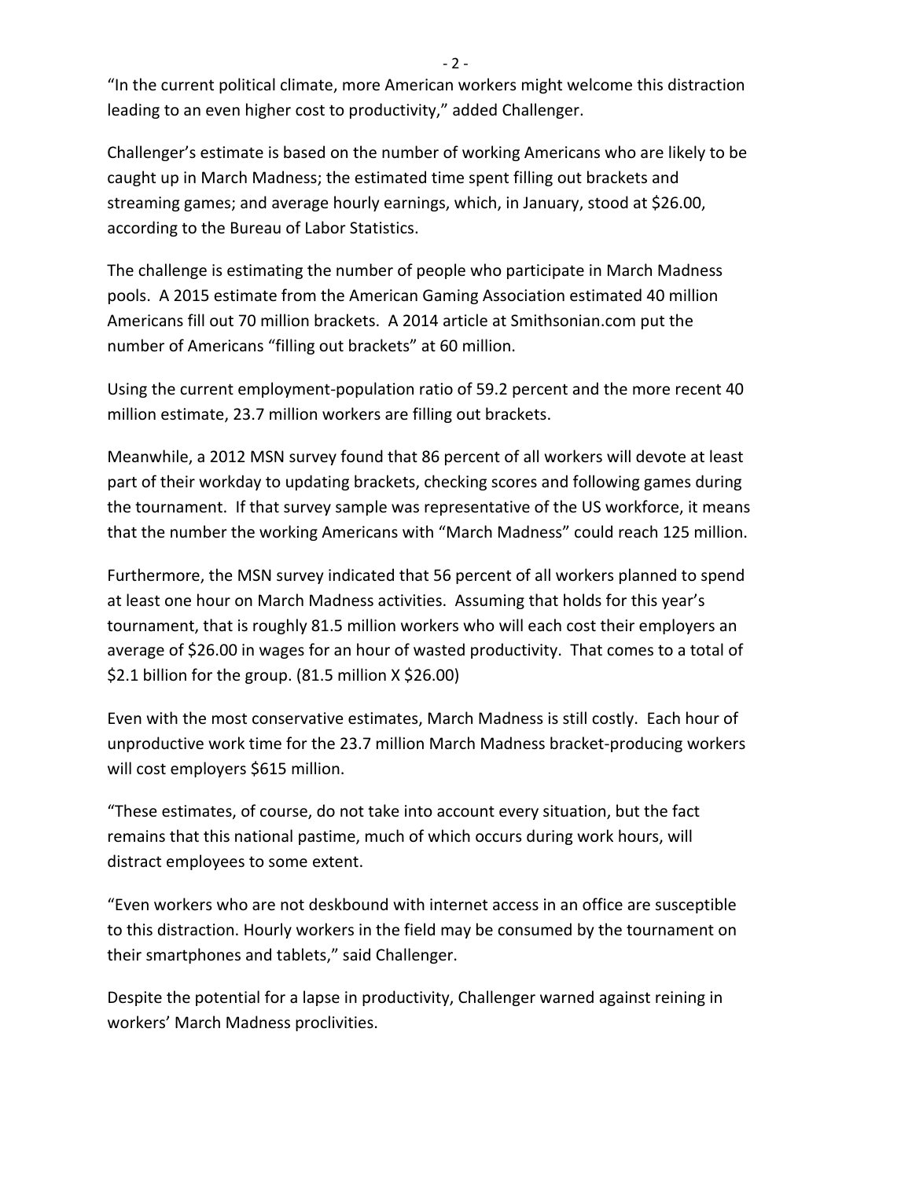"In the current political climate, more American workers might welcome this distraction leading to an even higher cost to productivity," added Challenger.

Challenger's estimate is based on the number of working Americans who are likely to be caught up in March Madness; the estimated time spent filling out brackets and streaming games; and average hourly earnings, which, in January, stood at $26.00, according to the Bureau of Labor Statistics.

The challenge is estimating the number of people who participate in March Madness pools. A 2015 estimate from the American Gaming Association estimated 40 million Americans fill out 70 million brackets. A 2014 article at Smithsonian.com put the number of Americans "filling out brackets" at 60 million.

Using the current employment-population ratio of 59.2 percent and the more recent 40 million estimate, 23.7 million workers are filling out brackets.

Meanwhile, a 2012 MSN survey found that 86 percent of all workers will devote at least part of their workday to updating brackets, checking scores and following games during the tournament. If that survey sample was representative of the US workforce, it means that the number the working Americans with "March Madness" could reach 125 million.

Furthermore, the MSN survey indicated that 56 percent of all workers planned to spend at least one hour on March Madness activities. Assuming that holds for this year's tournament, that is roughly 81.5 million workers who will each cost their employers an average of $26.00 in wages for an hour of wasted productivity. That comes to a total of $2.1 billion for the group. (81.5 million X $26.00)

Even with the most conservative estimates, March Madness is still costly. Each hour of unproductive work time for the 23.7 million March Madness bracket-producing workers will cost employers $615 million.

"These estimates, of course, do not take into account every situation, but the fact remains that this national pastime, much of which occurs during work hours, will distract employees to some extent.

"Even workers who are not deskbound with internet access in an office are susceptible to this distraction. Hourly workers in the field may be consumed by the tournament on their smartphones and tablets," said Challenger.

Despite the potential for a lapse in productivity, Challenger warned against reining in workers' March Madness proclivities.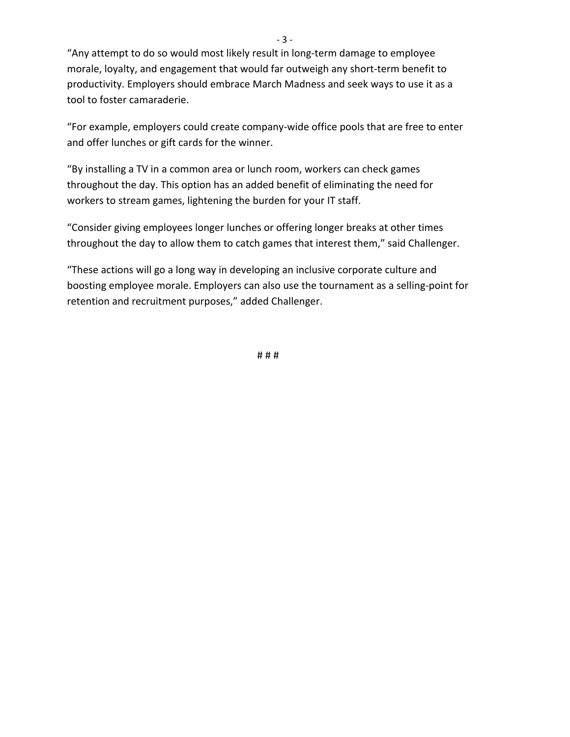"Any attempt to do so would most likely result in long-term damage to employee morale, loyalty, and engagement that would far outweigh any short-term benefit to productivity. Employers should embrace March Madness and seek ways to use it as a tool to foster camaraderie.

"For example, employers could create company-wide office pools that are free to enter and offer lunches or gift cards for the winner.

"By installing a TV in a common area or lunch room, workers can check games throughout the day. This option has an added benefit of eliminating the need for workers to stream games, lightening the burden for your IT staff.

"Consider giving employees longer lunches or offering longer breaks at other times throughout the day to allow them to catch games that interest them," said Challenger.

"These actions will go a long way in developing an inclusive corporate culture and boosting employee morale. Employers can also use the tournament as a selling-point for retention and recruitment purposes," added Challenger.

# # #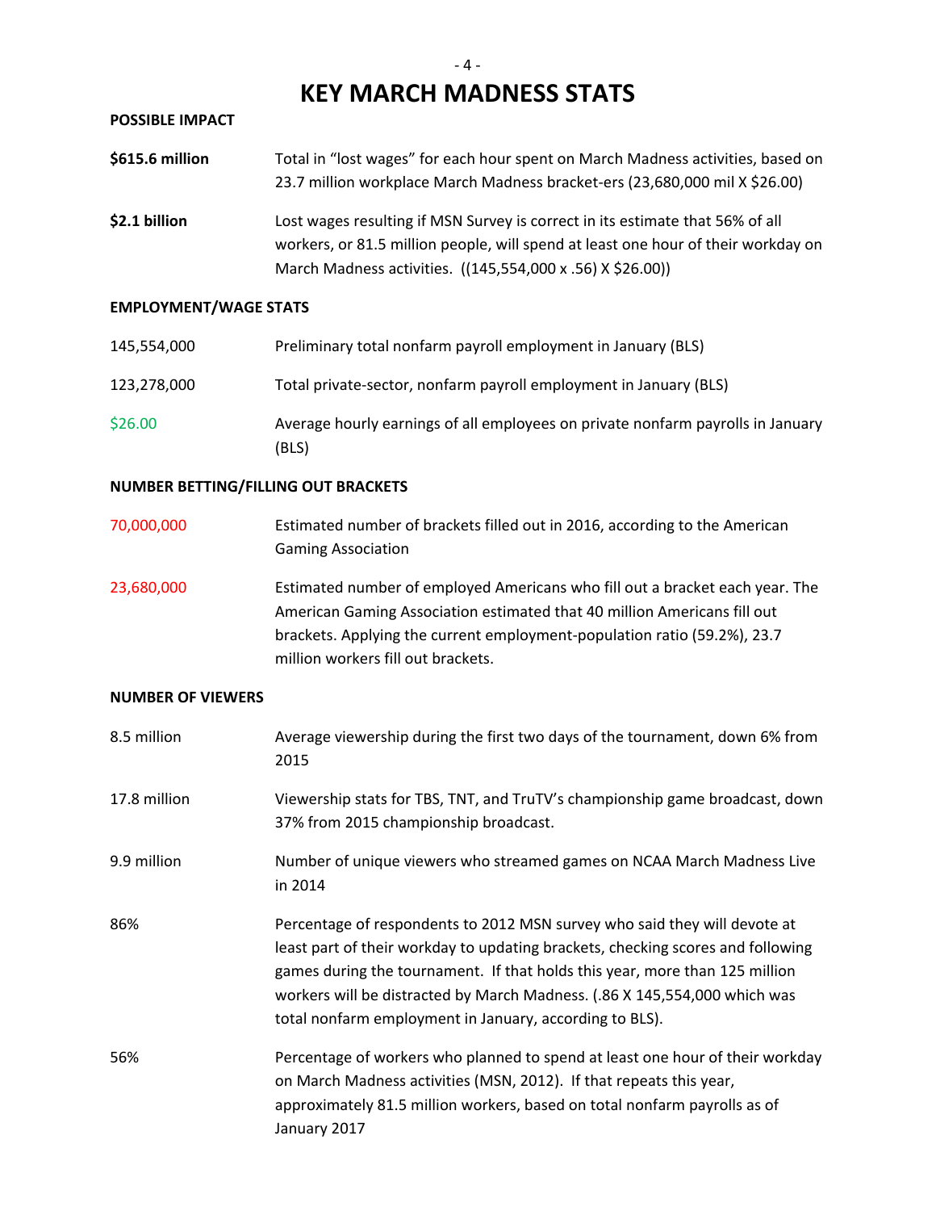# KEY MARCH MADNESS STATS

**POSSIBLE IMPACT**

| | |
|---|---|
| **$615.6 million** | Total in "lost wages" for each hour spent on March Madness activities, based on 23.7 million workplace March Madness bracket-ers (23,680,000 mil X $26.00) |
| **$2.1 billion** | Lost wages resulting if MSN Survey is correct in its estimate that 56% of all workers, or 81.5 million people, will spend at least one hour of their workday on March Madness activities. ((145,554,000 x .56) X $26.00)) |

**EMPLOYMENT/WAGE STATS**

| | |
|---|---|
| 145,554,000 | Preliminary total nonfarm payroll employment in January (BLS) |
| 123,278,000 | Total private-sector, nonfarm payroll employment in January (BLS) |
| $26.00 | Average hourly earnings of all employees on private nonfarm payrolls in January (BLS) |

**NUMBER BETTING/FILLING OUT BRACKETS**

| | |
|---|---|
| 70,000,000 | Estimated number of brackets filled out in 2016, according to the American Gaming Association |
| 23,680,000 | Estimated number of employed Americans who fill out a bracket each year. The American Gaming Association estimated that 40 million Americans fill out brackets. Applying the current employment-population ratio (59.2%), 23.7 million workers fill out brackets. |

**NUMBER OF VIEWERS**

| | |
|---|---|
| 8.5 million | Average viewership during the first two days of the tournament, down 6% from 2015 |
| 17.8 million | Viewership stats for TBS, TNT, and TruTV's championship game broadcast, down 37% from 2015 championship broadcast. |
| 9.9 million | Number of unique viewers who streamed games on NCAA March Madness Live in 2014 |
| 86% | Percentage of respondents to 2012 MSN survey who said they will devote at least part of their workday to updating brackets, checking scores and following games during the tournament. If that holds this year, more than 125 million workers will be distracted by March Madness. (.86 X 145,554,000 which was total nonfarm employment in January, according to BLS). |
| 56% | Percentage of workers who planned to spend at least one hour of their workday on March Madness activities (MSN, 2012). If that repeats this year, approximately 81.5 million workers, based on total nonfarm payrolls as of January 2017 |